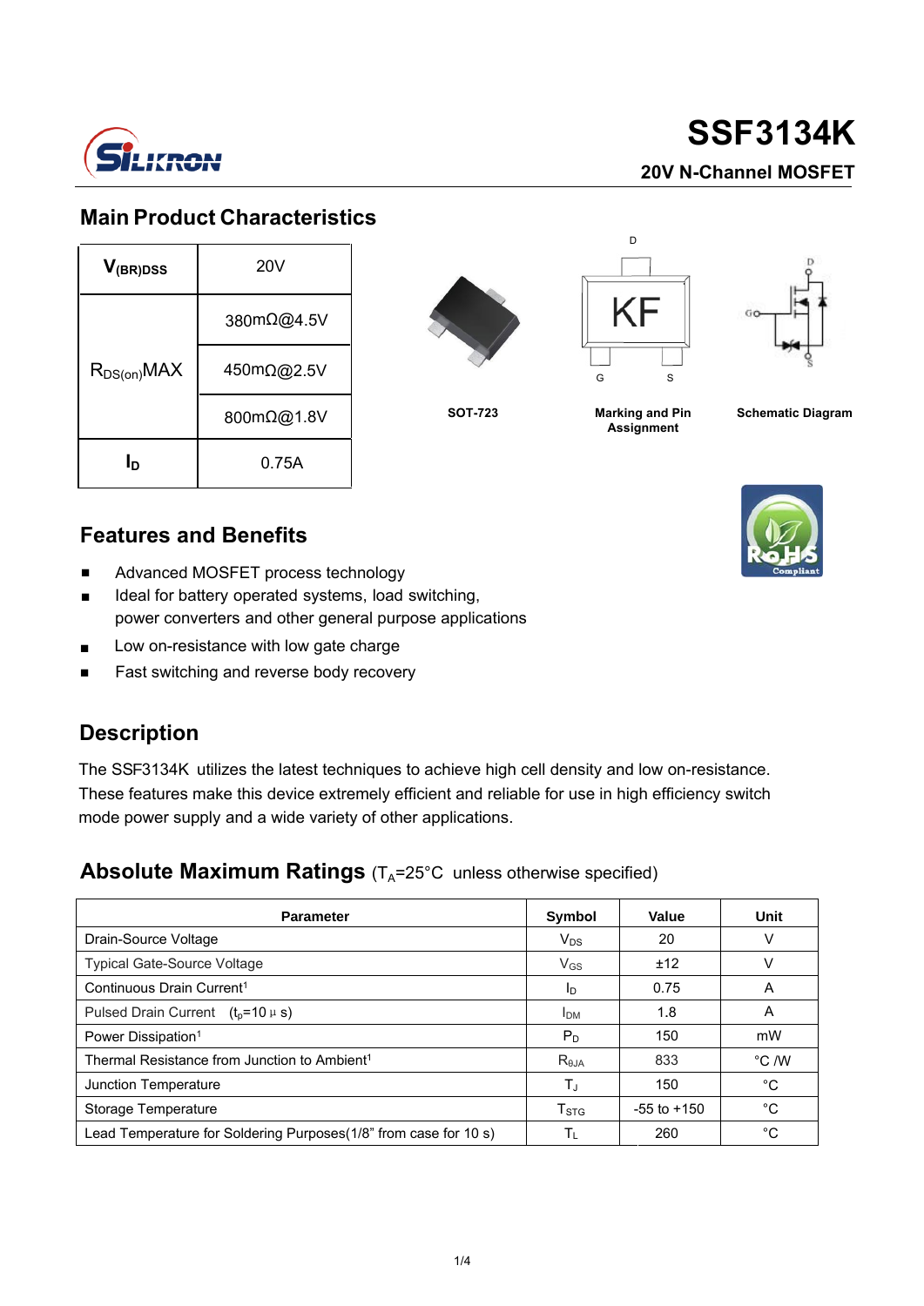# SSF3134K

**20V N-Channel MOSFET**

## Main Product Characteristics

| | |
|---|---|
| $V_{(BR)DSS}$ | 20V |
| $R_{DS(on)}MAX$ | 380mΩ@4.5V |
| | 450mΩ@2.5V |
| | 800mΩ@1.8V |
| $I_D$ | 0.75A |

SOT-723

Marking and Pin Assignment

Schematic Diagram

## Features and Benefits

- Advanced MOSFET process technology
- Ideal for battery operated systems, load switching, power converters and other general purpose applications
- Low on-resistance with low gate charge
- Fast switching and reverse body recovery

## Description

The SSF3134K utilizes the latest techniques to achieve high cell density and low on-resistance. These features make this device extremely efficient and reliable for use in high efficiency switch mode power supply and a wide variety of other applications.

## Absolute Maximum Ratings ($T_A$=25°C unless otherwise specified)

| Parameter | Symbol | Value | Unit |
|---|---|---|---|
| Drain-Source Voltage | $V_{DS}$ | 20 | V |
| Typical Gate-Source Voltage | $V_{GS}$ | ±12 | V |
| Continuous Drain Current[1] | $I_D$ | 0.75 | A |
| Pulsed Drain Current ($t_p$=10μs) | $I_{DM}$ | 1.8 | A |
| Power Dissipation[1] | $P_D$ | 150 | mW |
| Thermal Resistance from Junction to Ambient[1] | $R_{\theta JA}$ | 833 | °C /W |
| Junction Temperature | $T_J$ | 150 | °C |
| Storage Temperature | $T_{STG}$ | -55 to +150 | °C |
| Lead Temperature for Soldering Purposes(1/8" from case for 10 s) | $T_L$ | 260 | °C |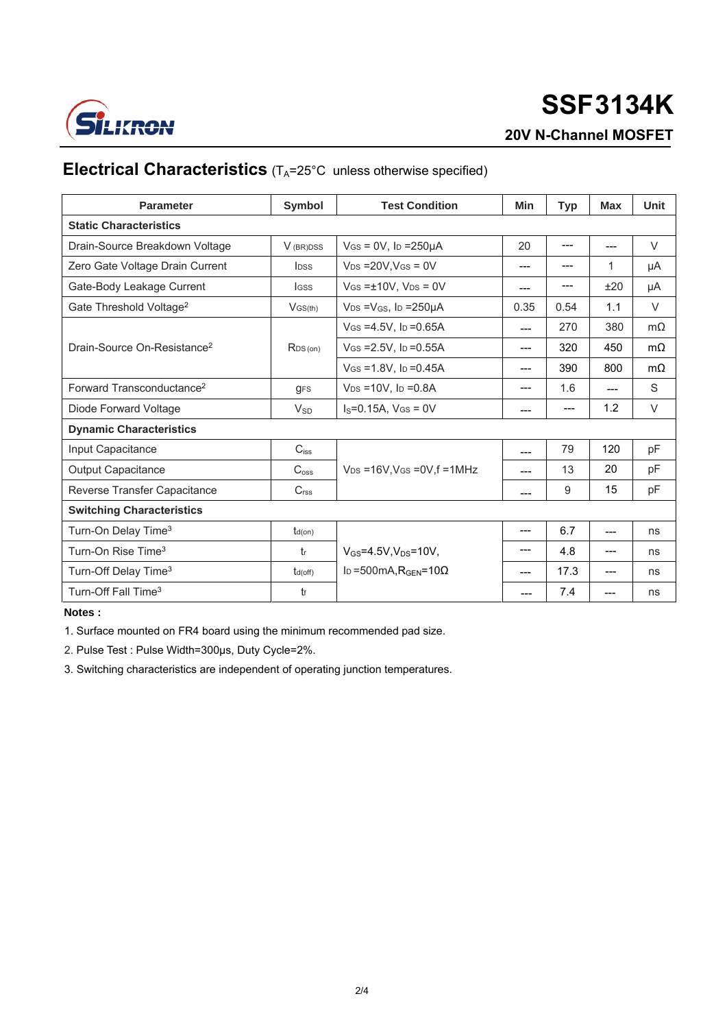# SSF3134K

## 20V N-Channel MOSFET

## Electrical Characteristics ($T_A$=25°C unless otherwise specified)

| Parameter | Symbol | Test Condition | Min | Typ | Max | Unit |
|---|---|---|---|---|---|---|
| **Static Characteristics** | | | | | | |
| Drain-Source Breakdown Voltage | $V_{(BR)DSS}$ | $V_{GS}$ = 0V, $I_D$ =250μA | 20 | --- | --- | V |
| Zero Gate Voltage Drain Current | $I_{DSS}$ | $V_{DS}$ =20V,$V_{GS}$ = 0V | --- | --- | 1 | μA |
| Gate-Body Leakage Current | $I_{GSS}$ | $V_{GS}$ =±10V, $V_{DS}$ = 0V | --- | --- | ±20 | μA |
| Gate Threshold Voltage[2] | $V_{GS(th)}$ | $V_{DS}$ =$V_{GS}$, $I_D$ =250μA | 0.35 | 0.54 | 1.1 | V |
| Drain-Source On-Resistance[2] | $R_{DS(on)}$ | $V_{GS}$ =4.5V, $I_D$ =0.65A | --- | 270 | 380 | mΩ |
| | | $V_{GS}$ =2.5V, $I_D$ =0.55A | --- | 320 | 450 | mΩ |
| | | $V_{GS}$ =1.8V, $I_D$ =0.45A | --- | 390 | 800 | mΩ |
| Forward Transconductance[2] | $g_{FS}$ | $V_{DS}$ =10V, $I_D$ =0.8A | --- | 1.6 | --- | S |
| Diode Forward Voltage | $V_{SD}$ | $I_S$=0.15A, $V_{GS}$ = 0V | --- | --- | 1.2 | V |
| **Dynamic Characteristics** | | | | | | |
| Input Capacitance | $C_{iss}$ | $V_{DS}$ =16V,$V_{GS}$ =0V,f =1MHz | --- | 79 | 120 | pF |
| Output Capacitance | $C_{oss}$ | | --- | 13 | 20 | pF |
| Reverse Transfer Capacitance | $C_{rss}$ | | --- | 9 | 15 | pF |
| **Switching Characteristics** | | | | | | |
| Turn-On Delay Time[3] | $t_{d(on)}$ | $V_{GS}$=4.5V,$V_{DS}$=10V, $I_D$ =500mA,$R_{GEN}$=10Ω | --- | 6.7 | --- | ns |
| Turn-On Rise Time[3] | $t_r$ | | --- | 4.8 | --- | ns |
| Turn-Off Delay Time[3] | $t_{d(off)}$ | | --- | 17.3 | --- | ns |
| Turn-Off Fall Time[3] | $t_f$ | | --- | 7.4 | --- | ns |

**Notes :**

1. Surface mounted on FR4 board using the minimum recommended pad size.
2. Pulse Test : Pulse Width=300μs, Duty Cycle=2%.
3. Switching characteristics are independent of operating junction temperatures.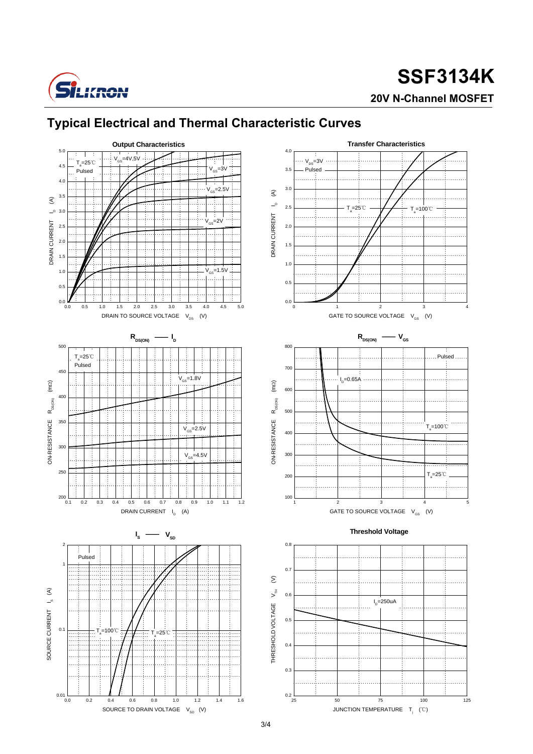# Typical Electrical and Thermal Characteristics Curves

**Output Characteristics**

$T_a$=25℃
Pulsed

$V_{GS}$=4V,5V
$V_{GS}$=3V
$V_{GS}$=2.5V
$V_{GS}$=2V
$V_{GS}$=1.5V

DRAIN CURRENT $I_D$ (A)

DRAIN TO SOURCE VOLTAGE $V_{DS}$ (V)

**Transfer Characteristics**

$V_{DS}$=3V
Pulsed

$T_a$=25℃
$T_a$=100℃

DRAIN CURRENT $I_D$ (A)

GATE TO SOURCE VOLTAGE $V_{GS}$ (V)

**$R_{DS(ON)}$ —— $I_D$**

$T_a$=25℃
Pulsed

$V_{GS}$=1.8V
$V_{GS}$=2.5V
$V_{GS}$=4.5V

ON-RESISTANCE $R_{DS(ON)}$ (mΩ)

DRAIN CURRENT $I_D$ (A)

**$R_{DS(ON)}$ —— $V_{GS}$**

Pulsed

$I_D$=0.65A

$T_a$=100℃
$T_a$=25℃

ON-RESISTANCE $R_{DS(ON)}$ (mΩ)

GATE TO SOURCE VOLTAGE $V_{GS}$ (V)

**$I_S$ —— $V_{SD}$**

Pulsed

$T_a$=100℃
$T_a$=25℃

SOURCE CURRENT $I_S$ (A)

SOURCE TO DRAIN VOLTAGE $V_{SD}$ (V)

**Threshold Voltage**

$I_D$=250uA

THRESHOLD VOLTAGE $V_{TH}$ (V)

JUNCTION TEMPERATURE $T_j$ (℃)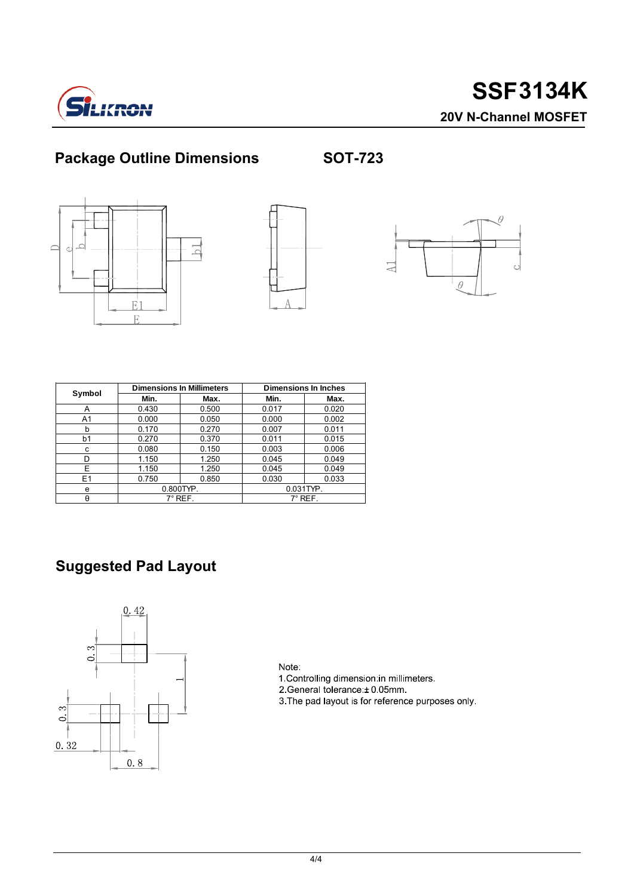# SSF3134K

**20V N-Channel MOSFET**

## Package Outline Dimensions

**SOT-723**

| Symbol | Dimensions In Millimeters | | Dimensions In Inches | |
|---|---|---|---|---|
| | Min. | Max. | Min. | Max. |
| A | 0.430 | 0.500 | 0.017 | 0.020 |
| A1 | 0.000 | 0.050 | 0.000 | 0.002 |
| b | 0.170 | 0.270 | 0.007 | 0.011 |
| b1 | 0.270 | 0.370 | 0.011 | 0.015 |
| c | 0.080 | 0.150 | 0.003 | 0.006 |
| D | 1.150 | 1.250 | 0.045 | 0.049 |
| E | 1.150 | 1.250 | 0.045 | 0.049 |
| E1 | 0.750 | 0.850 | 0.030 | 0.033 |
| e | 0.800TYP. | | 0.031TYP. | |
| θ | 7° REF. | | 7° REF. | |

## Suggested Pad Layout

Note:

1.Controlling dimension:in millimeters.

2.General tolerance:± 0.05mm.

3.The pad layout is for reference purposes only.